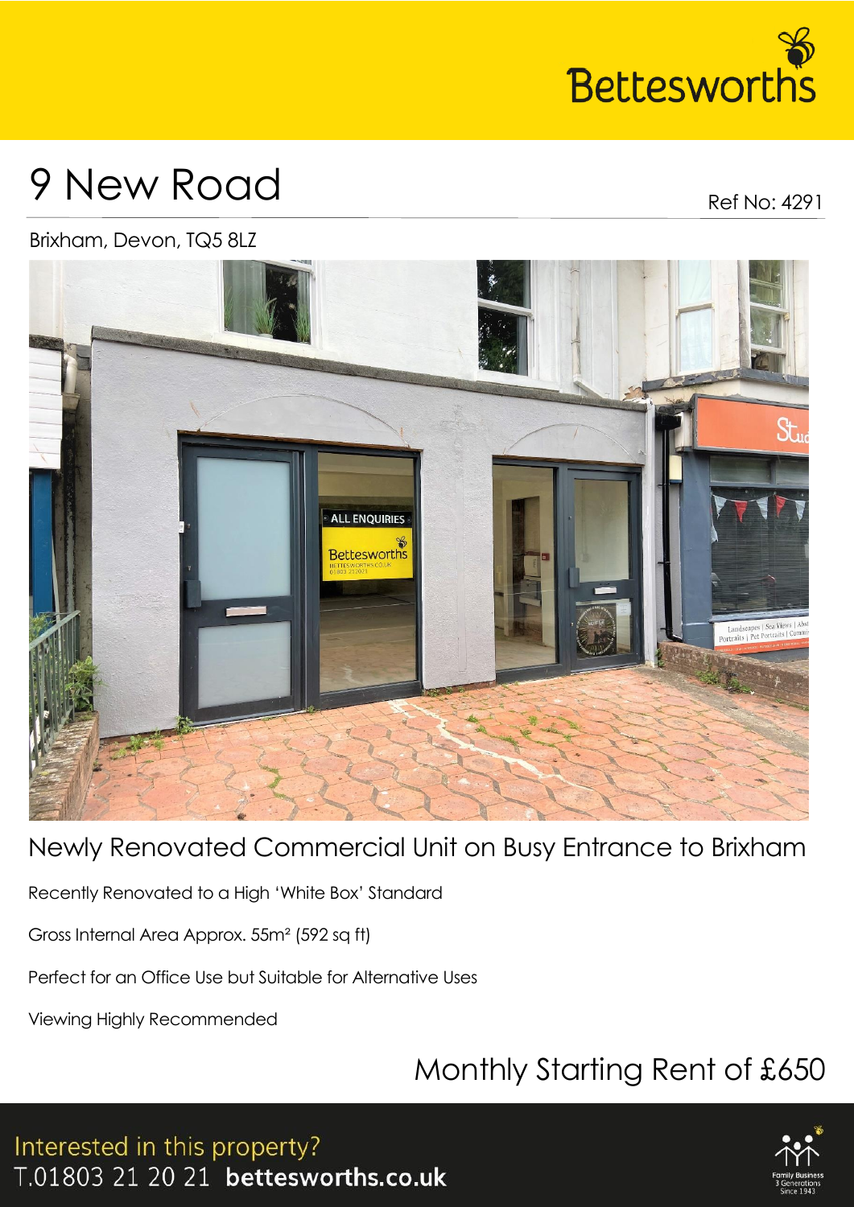Bettesworths

# 9 New Road

Ref No: 4291

Brixham, Devon, TQ5 8LZ

## Newly Renovated Commercial Unit on Busy Entrance to Brixham

Recently Renovated to a High 'White Box' Standard

Gross Internal Area Approx. 55m² (592 sq ft)

Perfect for an Office Use but Suitable for Alternative Uses

Viewing Highly Recommended

## Monthly Starting Rent of £650

Interested in this property?
T.01803 21 20 21 **bettesworths.co.uk**

Family Business
3 Generations
Since 1943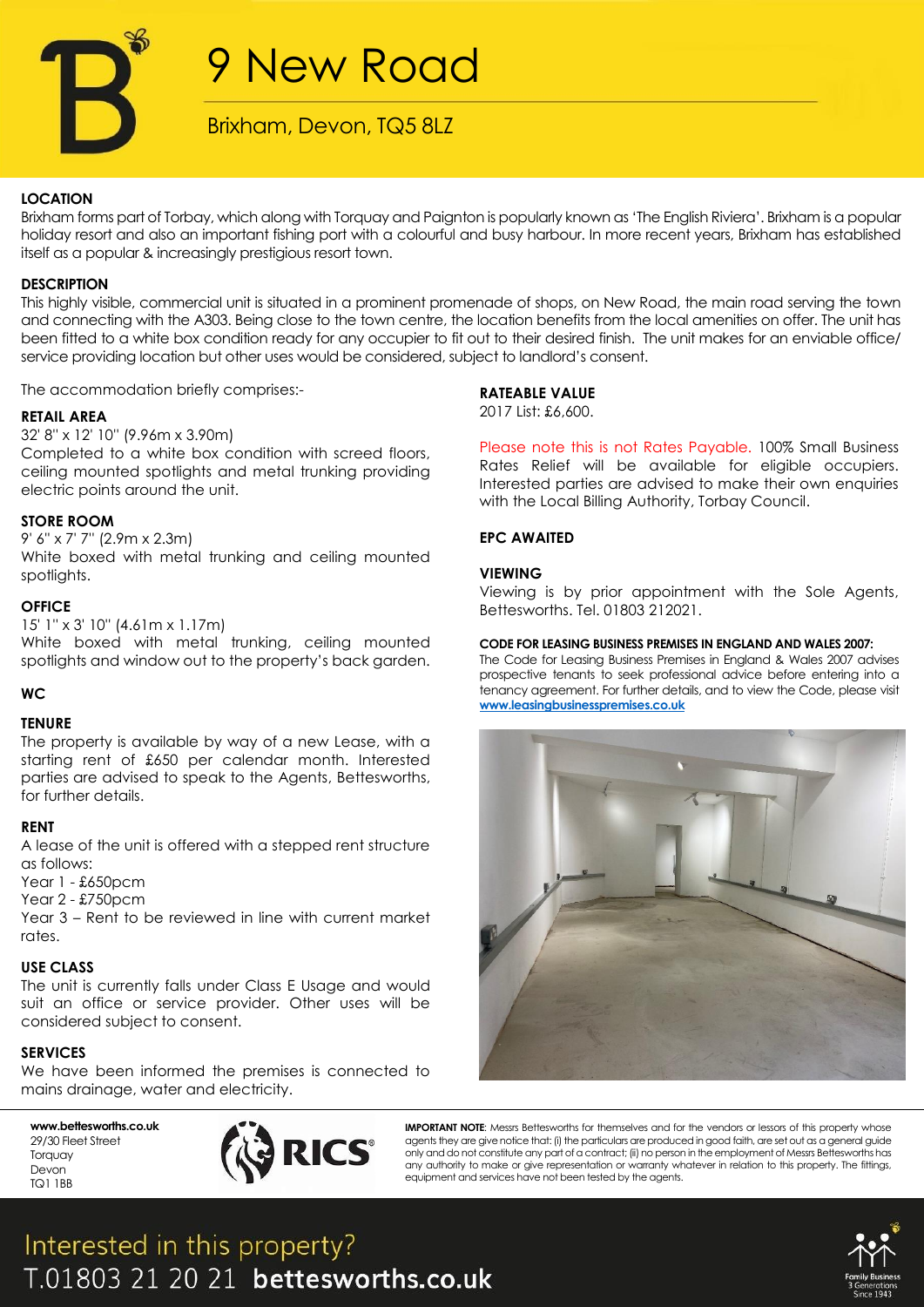# 9 New Road

## Brixham, Devon, TQ5 8LZ

**LOCATION**

Brixham forms part of Torbay, which along with Torquay and Paignton is popularly known as 'The English Riviera'. Brixham is a popular holiday resort and also an important fishing port with a colourful and busy harbour. In more recent years, Brixham has established itself as a popular & increasingly prestigious resort town.

**DESCRIPTION**

This highly visible, commercial unit is situated in a prominent promenade of shops, on New Road, the main road serving the town and connecting with the A303. Being close to the town centre, the location benefits from the local amenities on offer. The unit has been fitted to a white box condition ready for any occupier to fit out to their desired finish. The unit makes for an enviable office/ service providing location but other uses would be considered, subject to landlord's consent.

The accommodation briefly comprises:-

**RETAIL AREA**

32' 8" x 12' 10" (9.96m x 3.90m)

Completed to a white box condition with screed floors, ceiling mounted spotlights and metal trunking providing electric points around the unit.

**STORE ROOM**

9' 6" x 7' 7" (2.9m x 2.3m)

White boxed with metal trunking and ceiling mounted spotlights.

**OFFICE**

15' 1" x 3' 10" (4.61m x 1.17m)

White boxed with metal trunking, ceiling mounted spotlights and window out to the property's back garden.

**WC**

**TENURE**

The property is available by way of a new Lease, with a starting rent of £650 per calendar month. Interested parties are advised to speak to the Agents, Bettesworths, for further details.

**RENT**

A lease of the unit is offered with a stepped rent structure as follows:

Year 1 - £650pcm

Year 2 - £750pcm

Year 3 – Rent to be reviewed in line with current market rates.

**USE CLASS**

The unit is currently falls under Class E Usage and would suit an office or service provider. Other uses will be considered subject to consent.

**SERVICES**

We have been informed the premises is connected to mains drainage, water and electricity.

**RATEABLE VALUE**

2017 List: £6,600.

Please note this is not Rates Payable. 100% Small Business Rates Relief will be available for eligible occupiers. Interested parties are advised to make their own enquiries with the Local Billing Authority, Torbay Council.

**EPC AWAITED**

**VIEWING**

Viewing is by prior appointment with the Sole Agents, Bettesworths. Tel. 01803 212021.

**CODE FOR LEASING BUSINESS PREMISES IN ENGLAND AND WALES 2007:**

The Code for Leasing Business Premises in England & Wales 2007 advises prospective tenants to seek professional advice before entering into a tenancy agreement. For further details, and to view the Code, please visit www.leasingbusinesspremises.co.uk

**www.bettesworths.co.uk**
29/30 Fleet Street
Torquay
Devon
TQ1 1BB

**IMPORTANT NOTE**: Messrs Bettesworths for themselves and for the vendors or lessors of this property whose agents they are give notice that: (i) the particulars are produced in good faith, are set out as a general guide only and do not constitute any part of a contract; (ii) no person in the employment of Messrs Bettesworths has any authority to make or give representation or warranty whatever in relation to this property. The fittings, equipment and services have not been tested by the agents.

Interested in this property?
T.01803 21 20 21 **bettesworths.co.uk**